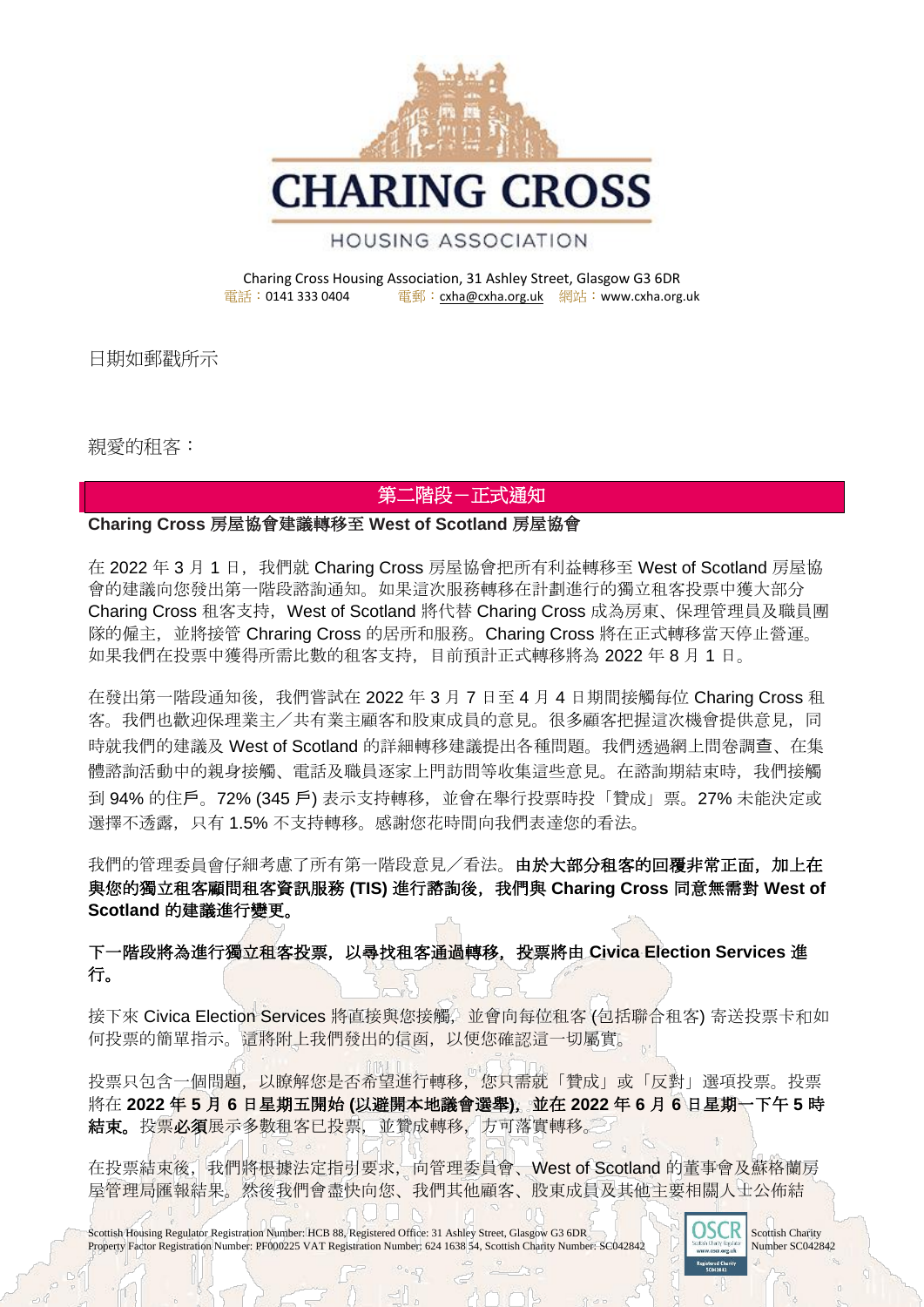# CHARING CROSS

HOUSING ASSOCIATION

Charing Cross Housing Association, 31 Ashley Street, Glasgow G3 6DR
電話：0141 333 0404　　電郵：cxha@cxha.org.uk　網站：www.cxha.org.uk

日期如郵戳所示

親愛的租客：

## 第二階段－正式通知

**Charing Cross 房屋協會建議轉移至 West of Scotland 房屋協會**

在 2022 年 3 月 1 日，我們就 Charing Cross 房屋協會把所有利益轉移至 West of Scotland 房屋協會的建議向您發出第一階段諮詢通知。如果這次服務轉移在計劃進行的獨立租客投票中獲大部分 Charing Cross 租客支持，West of Scotland 將代替 Charing Cross 成為房東、保理管理員及職員團隊的僱主，並將接管 Chraring Cross 的居所和服務。Charing Cross 將在正式轉移當天停止營運。如果我們在投票中獲得所需比數的租客支持，目前預計正式轉移將為 2022 年 8 月 1 日。

在發出第一階段通知後，我們嘗試在 2022 年 3 月 7 日至 4 月 4 日期間接觸每位 Charing Cross 租客。我們也歡迎保理業主／共有業主顧客和股東成員的意見。很多顧客把握這次機會提供意見，同時就我們的建議及 West of Scotland 的詳細轉移建議提出各種問題。我們透過網上問卷調查、在集體諮詢活動中的親身接觸、電話及職員逐家上門訪問等收集這些意見。在諮詢期結束時，我們接觸到 94% 的住戶。72% (345 戶) 表示支持轉移，並會在舉行投票時投「贊成」票。27% 未能決定或選擇不透露，只有 1.5% 不支持轉移。感謝您花時間向我們表達您的看法。

我們的管理委員會仔細考慮了所有第一階段意見／看法。**由於大部分租客的回覆非常正面，加上在與您的獨立租客顧問租客資訊服務 (TIS) 進行諮詢後，我們與 Charing Cross 同意無需對 West of Scotland 的建議進行變更。**

**下一階段將為進行獨立租客投票，以尋找租客通過轉移，投票將由 Civica Election Services 進行。**

接下來 Civica Election Services 將直接與您接觸，並會向每位租客 (包括聯合租客) 寄送投票卡和如何投票的簡單指示。這將附上我們發出的信函，以便您確認這一切屬實。

投票只包含一個問題，以瞭解您是否希望進行轉移，您只需就「贊成」或「反對」選項投票。投票將在 **2022 年 5 月 6 日星期五開始 (以避開本地議會選舉)，並在 2022 年 6 月 6 日星期一下午 5 時結束。**投票**必須**展示多數租客已投票，並贊成轉移，方可落實轉移。

在投票結束後，我們將根據法定指引要求，向管理委員會、West of Scotland 的董事會及蘇格蘭房屋管理局匯報結果。然後我們會盡快向您、我們其他顧客、股東成員及其他主要相關人士公佈結

Scottish Housing Regulator Registration Number: HCB 88, Registered Office: 31 Ashley Street, Glasgow G3 6DR
Property Factor Registration Number: PF000225 VAT Registration Number: 624 1638 54, Scottish Charity Number: SC042842

Scottish Charity Number SC042842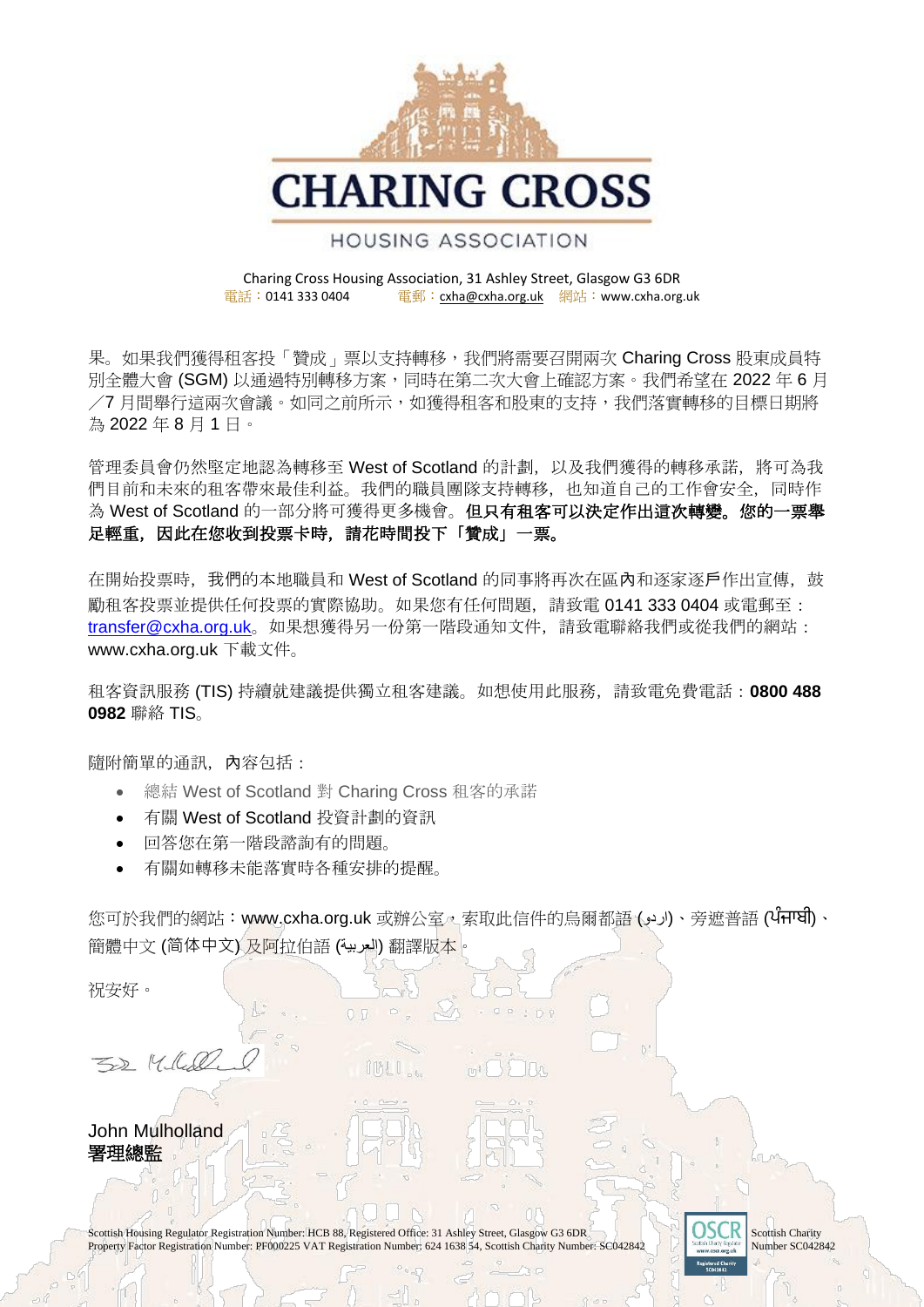# CHARING CROSS

HOUSING ASSOCIATION

Charing Cross Housing Association, 31 Ashley Street, Glasgow G3 6DR
電話：0141 333 0404　　電郵：cxha@cxha.org.uk　網站：www.cxha.org.uk

果。如果我們獲得租客投「贊成」票以支持轉移，我們將需要召開兩次 Charing Cross 股東成員特別全體大會 (SGM) 以通過特別轉移方案，同時在第二次大會上確認方案。我們希望在 2022 年 6 月／7 月間舉行這兩次會議。如同之前所示，如獲得租客和股東的支持，我們落實轉移的目標日期將為 2022 年 8 月 1 日。

管理委員會仍然堅定地認為轉移至 West of Scotland 的計劃，以及我們獲得的轉移承諾，將可為我們目前和未來的租客帶來最佳利益。我們的職員團隊支持轉移，也知道自己的工作會安全，同時作為 West of Scotland 的一部分將可獲得更多機會。**但只有租客可以決定作出這次轉變。您的一票舉足輕重，因此在您收到投票卡時，請花時間投下「贊成」一票。**

在開始投票時，我們的本地職員和 West of Scotland 的同事將再次在區內和逐家逐戶作出宣傳，鼓勵租客投票並提供任何投票的實際協助。如果您有任何問題，請致電 0141 333 0404 或電郵至：transfer@cxha.org.uk。如果想獲得另一份第一階段通知文件，請致電聯絡我們或從我們的網站：www.cxha.org.uk 下載文件。

租客資訊服務 (TIS) 持續就建議提供獨立租客建議。如想使用此服務，請致電免費電話：**0800 488 0982** 聯絡 TIS。

隨附簡單的通訊，內容包括：

- 總結 West of Scotland 對 Charing Cross 租客的承諾
- 有關 West of Scotland 投資計劃的資訊
- 回答您在第一階段諮詢有的問題。
- 有關如轉移未能落實時各種安排的提醒。

您可於我們的網站：www.cxha.org.uk 或辦公室，索取此信件的烏爾都語 (اردو)、旁遮普語 (ਪੰਜਾਬੀ)、簡體中文 (简体中文) 及阿拉伯語 (العربية) 翻譯版本。

祝安好。

John Mulholland
**署理總監**

Scottish Housing Regulator Registration Number: HCB 88, Registered Office: 31 Ashley Street, Glasgow G3 6DR
Property Factor Registration Number: PF000225 VAT Registration Number: 624 1638 54, Scottish Charity Number: SC042842

Scottish Charity Number SC042842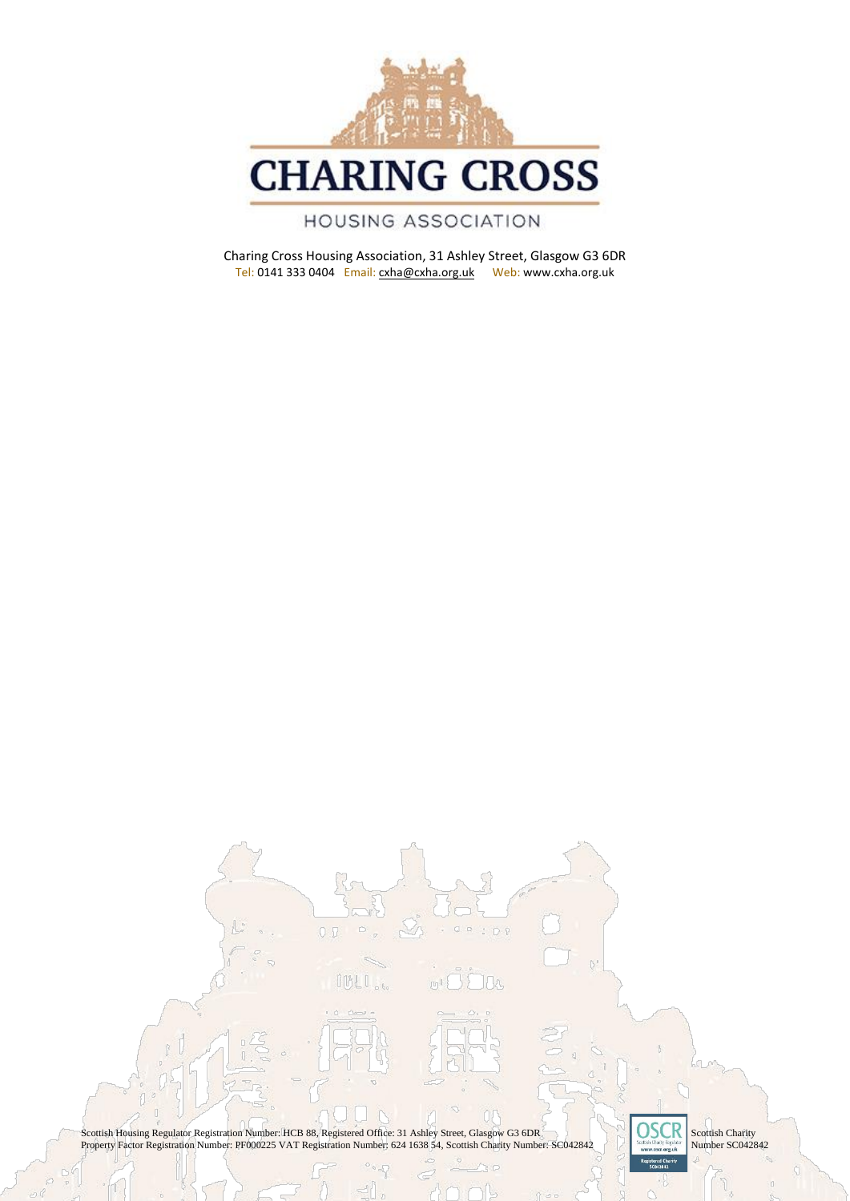# CHARING CROSS

HOUSING ASSOCIATION

Charing Cross Housing Association, 31 Ashley Street, Glasgow G3 6DR
Tel: 0141 333 0404 Email: cxha@cxha.org.uk Web: www.cxha.org.uk

Scottish Housing Regulator Registration Number: HCB 88, Registered Office: 31 Ashley Street, Glasgow G3 6DR
Property Factor Registration Number: PF000225 VAT Registration Number: 624 1638 54, Scottish Charity Number: SC042842

Scottish Charity Number SC042842